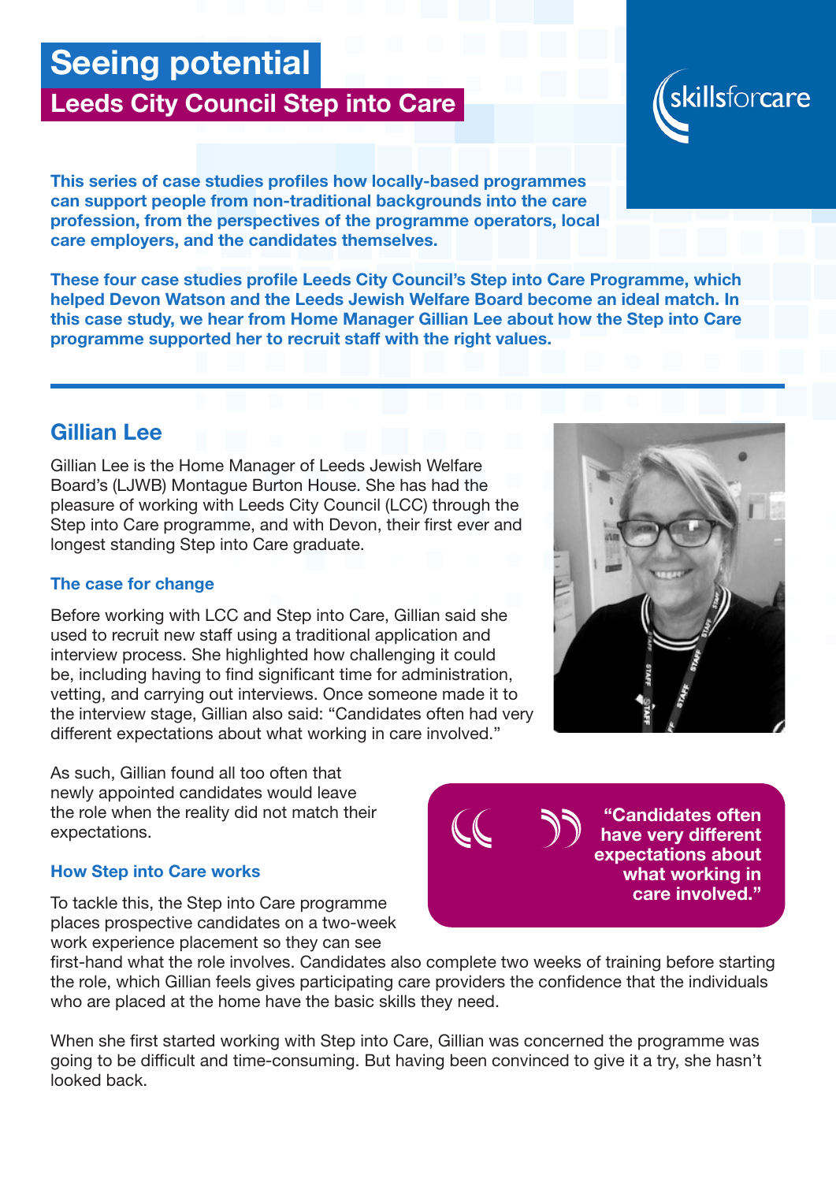# Seeing potential

## Leeds City Council Step into Care

skillsforcare

**This series of case studies profiles how locally-based programmes can support people from non-traditional backgrounds into the care profession, from the perspectives of the programme operators, local care employers, and the candidates themselves.**

**These four case studies profile Leeds City Council's Step into Care Programme, which helped Devon Watson and the Leeds Jewish Welfare Board become an ideal match. In this case study, we hear from Home Manager Gillian Lee about how the Step into Care programme supported her to recruit staff with the right values.**

---

## Gillian Lee

Gillian Lee is the Home Manager of Leeds Jewish Welfare Board's (LJWB) Montague Burton House. She has had the pleasure of working with Leeds City Council (LCC) through the Step into Care programme, and with Devon, their first ever and longest standing Step into Care graduate.

### The case for change

Before working with LCC and Step into Care, Gillian said she used to recruit new staff using a traditional application and interview process. She highlighted how challenging it could be, including having to find significant time for administration, vetting, and carrying out interviews. Once someone made it to the interview stage, Gillian also said: "Candidates often had very different expectations about what working in care involved."

As such, Gillian found all too often that newly appointed candidates would leave the role when the reality did not match their expectations.

> **"Candidates often have very different expectations about what working in care involved."**

### How Step into Care works

To tackle this, the Step into Care programme places prospective candidates on a two-week work experience placement so they can see first-hand what the role involves. Candidates also complete two weeks of training before starting the role, which Gillian feels gives participating care providers the confidence that the individuals who are placed at the home have the basic skills they need.

When she first started working with Step into Care, Gillian was concerned the programme was going to be difficult and time-consuming. But having been convinced to give it a try, she hasn't looked back.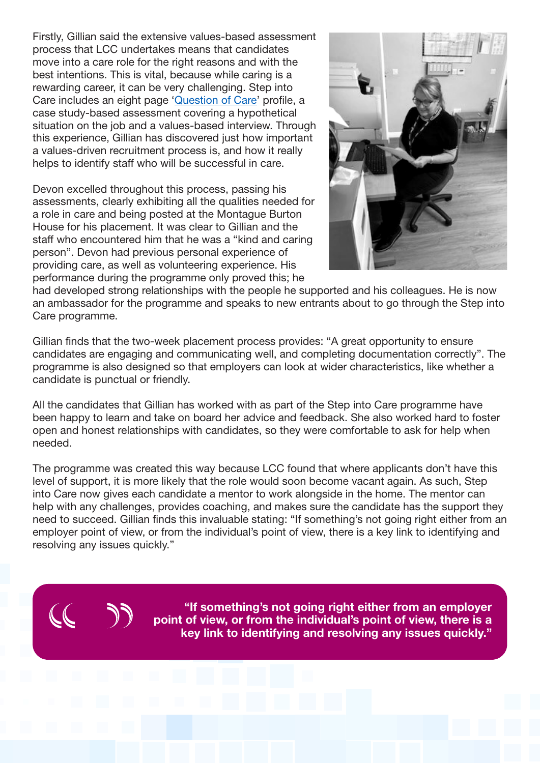Firstly, Gillian said the extensive values-based assessment process that LCC undertakes means that candidates move into a care role for the right reasons and with the best intentions. This is vital, because while caring is a rewarding career, it can be very challenging. Step into Care includes an eight page '[Question of Care](#)' profile, a case study-based assessment covering a hypothetical situation on the job and a values-based interview. Through this experience, Gillian has discovered just how important a values-driven recruitment process is, and how it really helps to identify staff who will be successful in care.

Devon excelled throughout this process, passing his assessments, clearly exhibiting all the qualities needed for a role in care and being posted at the Montague Burton House for his placement. It was clear to Gillian and the staff who encountered him that he was a "kind and caring person". Devon had previous personal experience of providing care, as well as volunteering experience. His performance during the programme only proved this; he had developed strong relationships with the people he supported and his colleagues. He is now an ambassador for the programme and speaks to new entrants about to go through the Step into Care programme.

Gillian finds that the two-week placement process provides: "A great opportunity to ensure candidates are engaging and communicating well, and completing documentation correctly". The programme is also designed so that employers can look at wider characteristics, like whether a candidate is punctual or friendly.

All the candidates that Gillian has worked with as part of the Step into Care programme have been happy to learn and take on board her advice and feedback. She also worked hard to foster open and honest relationships with candidates, so they were comfortable to ask for help when needed.

The programme was created this way because LCC found that where applicants don't have this level of support, it is more likely that the role would soon become vacant again. As such, Step into Care now gives each candidate a mentor to work alongside in the home. The mentor can help with any challenges, provides coaching, and makes sure the candidate has the support they need to succeed. Gillian finds this invaluable stating: "If something's not going right either from an employer point of view, or from the individual's point of view, there is a key link to identifying and resolving any issues quickly."

> **"If something's not going right either from an employer point of view, or from the individual's point of view, there is a key link to identifying and resolving any issues quickly."**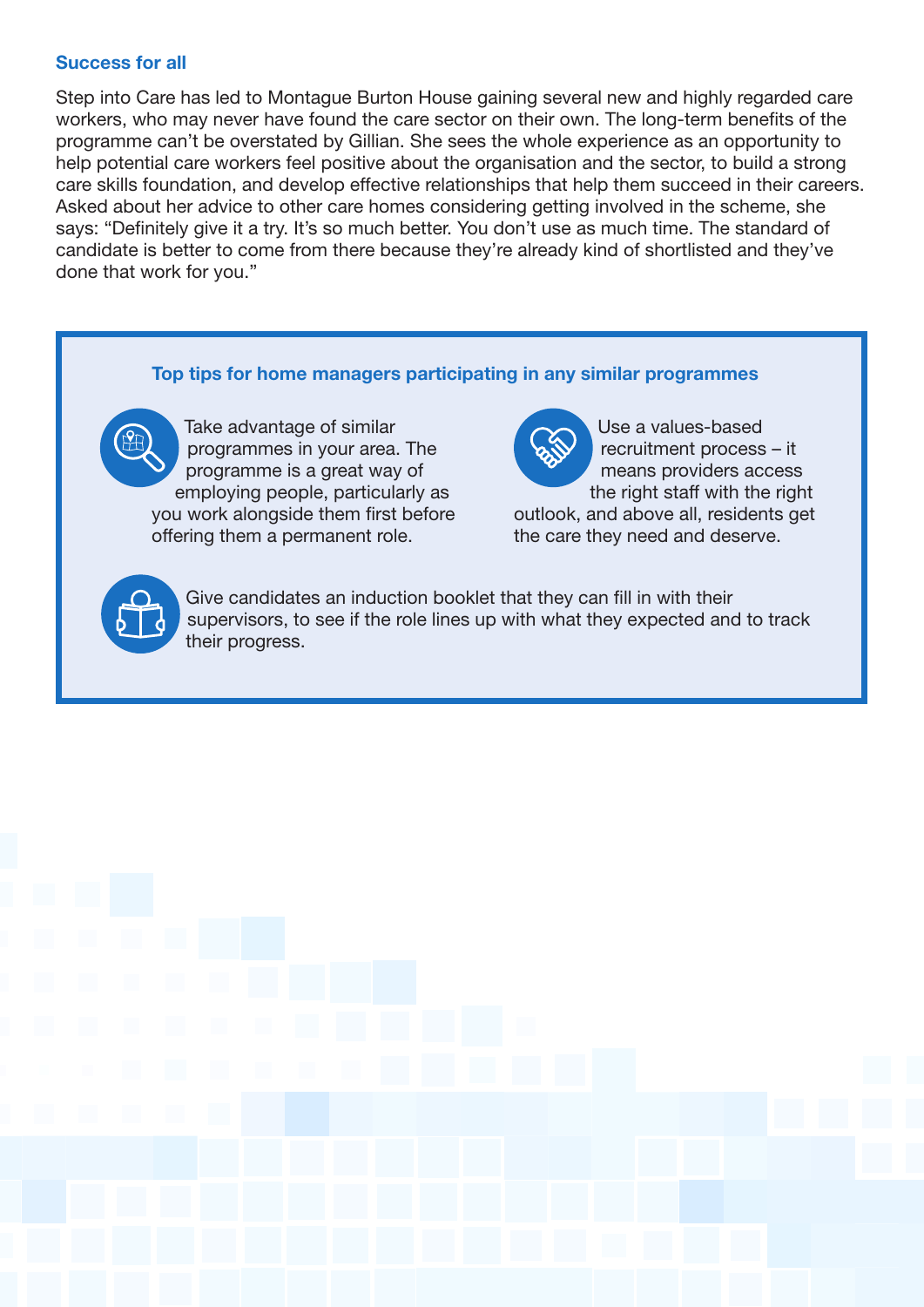### Success for all

Step into Care has led to Montague Burton House gaining several new and highly regarded care workers, who may never have found the care sector on their own. The long-term benefits of the programme can't be overstated by Gillian. She sees the whole experience as an opportunity to help potential care workers feel positive about the organisation and the sector, to build a strong care skills foundation, and develop effective relationships that help them succeed in their careers. Asked about her advice to other care homes considering getting involved in the scheme, she says: "Definitely give it a try. It's so much better. You don't use as much time. The standard of candidate is better to come from there because they're already kind of shortlisted and they've done that work for you."

#### Top tips for home managers participating in any similar programmes

- Take advantage of similar programmes in your area. The programme is a great way of employing people, particularly as you work alongside them first before offering them a permanent role.
- Use a values-based recruitment process – it means providers access the right staff with the right outlook, and above all, residents get the care they need and deserve.
- Give candidates an induction booklet that they can fill in with their supervisors, to see if the role lines up with what they expected and to track their progress.